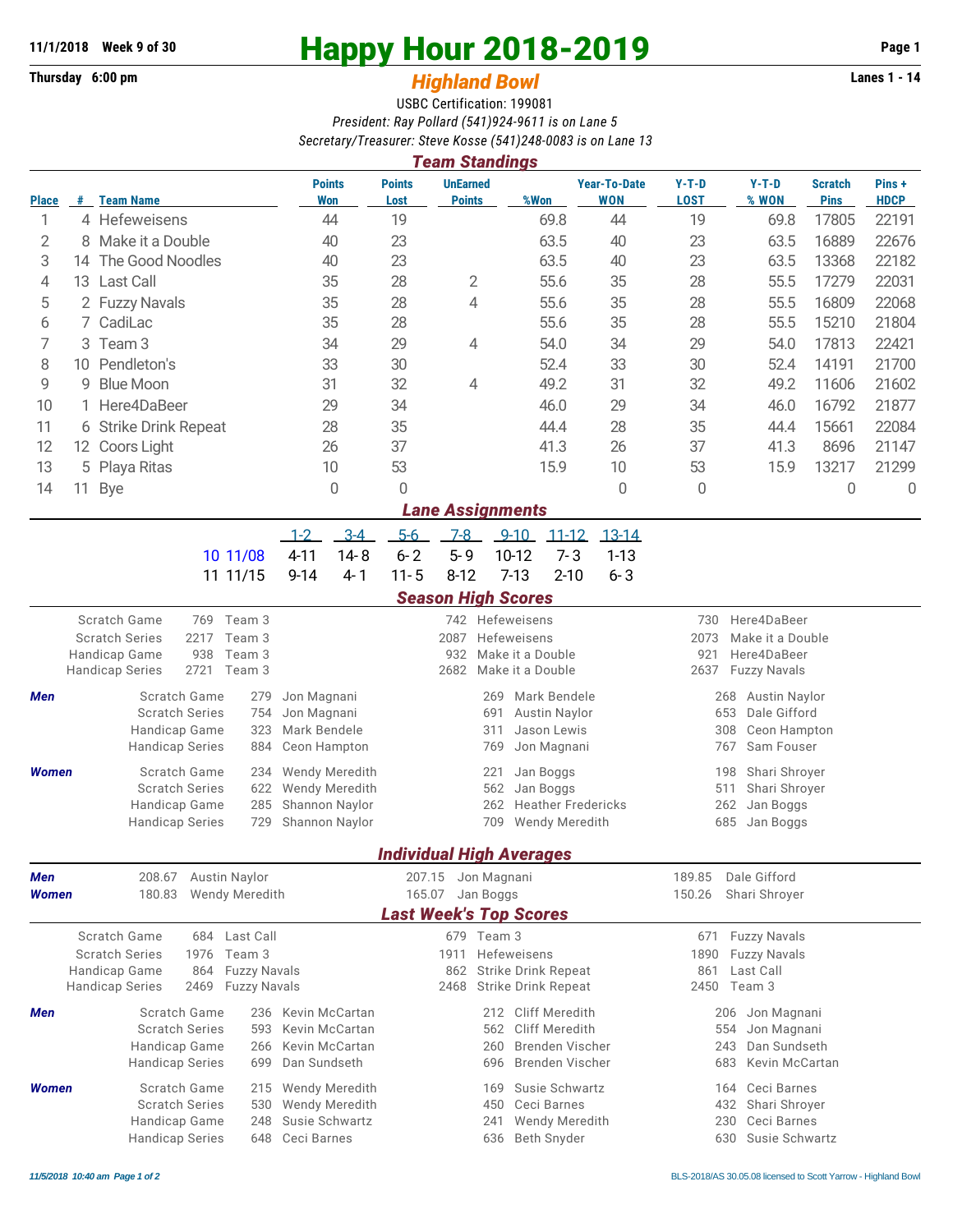11/1/2018 Week 9 of 30

Thursday 6:00 pm

# Happy Hour 2018-2019

## *Highland Bowl*

Lanes 1 - 14

USBC Certification: 199081

*President: Ray Pollard (541)924-9611 is on Lane 5*

*Secretary/Treasurer: Steve Kosse (541)248-0083 is on Lane 13*

### *Team Standings*

| Place | # | Team Name | Points Won | Points Lost | UnEarned Points | %Won | Year-To-Date WON | Y-T-D LOST | Y-T-D % WON | Scratch Pins | Pins + HDCP |
|---|---|---|---|---|---|---|---|---|---|---|---|
| 1 | 4 | Hefeweisens | 44 | 19 | | 69.8 | 44 | 19 | 69.8 | 17805 | 22191 |
| 2 | 8 | Make it a Double | 40 | 23 | | 63.5 | 40 | 23 | 63.5 | 16889 | 22676 |
| 3 | 14 | The Good Noodles | 40 | 23 | | 63.5 | 40 | 23 | 63.5 | 13368 | 22182 |
| 4 | 13 | Last Call | 35 | 28 | 2 | 55.6 | 35 | 28 | 55.5 | 17279 | 22031 |
| 5 | 2 | Fuzzy Navals | 35 | 28 | 4 | 55.6 | 35 | 28 | 55.5 | 16809 | 22068 |
| 6 | 7 | CadiLac | 35 | 28 | | 55.6 | 35 | 28 | 55.5 | 15210 | 21804 |
| 7 | 3 | Team 3 | 34 | 29 | 4 | 54.0 | 34 | 29 | 54.0 | 17813 | 22421 |
| 8 | 10 | Pendleton's | 33 | 30 | | 52.4 | 33 | 30 | 52.4 | 14191 | 21700 |
| 9 | 9 | Blue Moon | 31 | 32 | 4 | 49.2 | 31 | 32 | 49.2 | 11606 | 21602 |
| 10 | 1 | Here4DaBeer | 29 | 34 | | 46.0 | 29 | 34 | 46.0 | 16792 | 21877 |
| 11 | 6 | Strike Drink Repeat | 28 | 35 | | 44.4 | 28 | 35 | 44.4 | 15661 | 22084 |
| 12 | 12 | Coors Light | 26 | 37 | | 41.3 | 26 | 37 | 41.3 | 8696 | 21147 |
| 13 | 5 | Playa Ritas | 10 | 53 | | 15.9 | 10 | 53 | 15.9 | 13217 | 21299 |
| 14 | 11 | Bye | 0 | 0 | | | 0 | 0 | | 0 | 0 |

### *Lane Assignments*

| | 1-2 | 3-4 | 5-6 | 7-8 | 9-10 | 11-12 | 13-14 |
|---|---|---|---|---|---|---|---|
| 10 11/08 | 4-11 | 14-8 | 6-2 | 5-9 | 10-12 | 7-3 | 1-13 |
| 11 11/15 | 9-14 | 4-1 | 11-5 | 8-12 | 7-13 | 2-10 | 6-3 |

### *Season High Scores*

| | | | | | | |
|---|---|---|---|---|---|---|
| Scratch Game | 769 | Team 3 | 742 | Hefeweisens | 730 | Here4DaBeer |
| Scratch Series | 2217 | Team 3 | 2087 | Hefeweisens | 2073 | Make it a Double |
| Handicap Game | 938 | Team 3 | 932 | Make it a Double | 921 | Here4DaBeer |
| Handicap Series | 2721 | Team 3 | 2682 | Make it a Double | 2637 | Fuzzy Navals |

| *Men* | | | | | | | |
|---|---|---|---|---|---|---|---|
| | Scratch Game | 279 | Jon Magnani | 269 | Mark Bendele | 268 | Austin Naylor |
| | Scratch Series | 754 | Jon Magnani | 691 | Austin Naylor | 653 | Dale Gifford |
| | Handicap Game | 323 | Mark Bendele | 311 | Jason Lewis | 308 | Ceon Hampton |
| | Handicap Series | 884 | Ceon Hampton | 769 | Jon Magnani | 767 | Sam Fouser |

| *Women* | | | | | | | |
|---|---|---|---|---|---|---|---|
| | Scratch Game | 234 | Wendy Meredith | 221 | Jan Boggs | 198 | Shari Shroyer |
| | Scratch Series | 622 | Wendy Meredith | 562 | Jan Boggs | 511 | Shari Shroyer |
| | Handicap Game | 285 | Shannon Naylor | 262 | Heather Fredericks | 262 | Jan Boggs |
| | Handicap Series | 729 | Shannon Naylor | 709 | Wendy Meredith | 685 | Jan Boggs |

### *Individual High Averages*

| | | | | | | |
|---|---|---|---|---|---|---|
| *Men* | 208.67 | Austin Naylor | 207.15 | Jon Magnani | 189.85 | Dale Gifford |
| *Women* | 180.83 | Wendy Meredith | 165.07 | Jan Boggs | 150.26 | Shari Shroyer |

### *Last Week's Top Scores*

| | | | | | | |
|---|---|---|---|---|---|---|
| Scratch Game | 684 | Last Call | 679 | Team 3 | 671 | Fuzzy Navals |
| Scratch Series | 1976 | Team 3 | 1911 | Hefeweisens | 1890 | Fuzzy Navals |
| Handicap Game | 864 | Fuzzy Navals | 862 | Strike Drink Repeat | 861 | Last Call |
| Handicap Series | 2469 | Fuzzy Navals | 2468 | Strike Drink Repeat | 2450 | Team 3 |

| *Men* | | | | | | | |
|---|---|---|---|---|---|---|---|
| | Scratch Game | 236 | Kevin McCartan | 212 | Cliff Meredith | 206 | Jon Magnani |
| | Scratch Series | 593 | Kevin McCartan | 562 | Cliff Meredith | 554 | Jon Magnani |
| | Handicap Game | 266 | Kevin McCartan | 260 | Brenden Vischer | 243 | Dan Sundseth |
| | Handicap Series | 699 | Dan Sundseth | 696 | Brenden Vischer | 683 | Kevin McCartan |

| *Women* | | | | | | | |
|---|---|---|---|---|---|---|---|
| | Scratch Game | 215 | Wendy Meredith | 169 | Susie Schwartz | 164 | Ceci Barnes |
| | Scratch Series | 530 | Wendy Meredith | 450 | Ceci Barnes | 432 | Shari Shroyer |
| | Handicap Game | 248 | Susie Schwartz | 241 | Wendy Meredith | 230 | Ceci Barnes |
| | Handicap Series | 648 | Ceci Barnes | 636 | Beth Snyder | 630 | Susie Schwartz |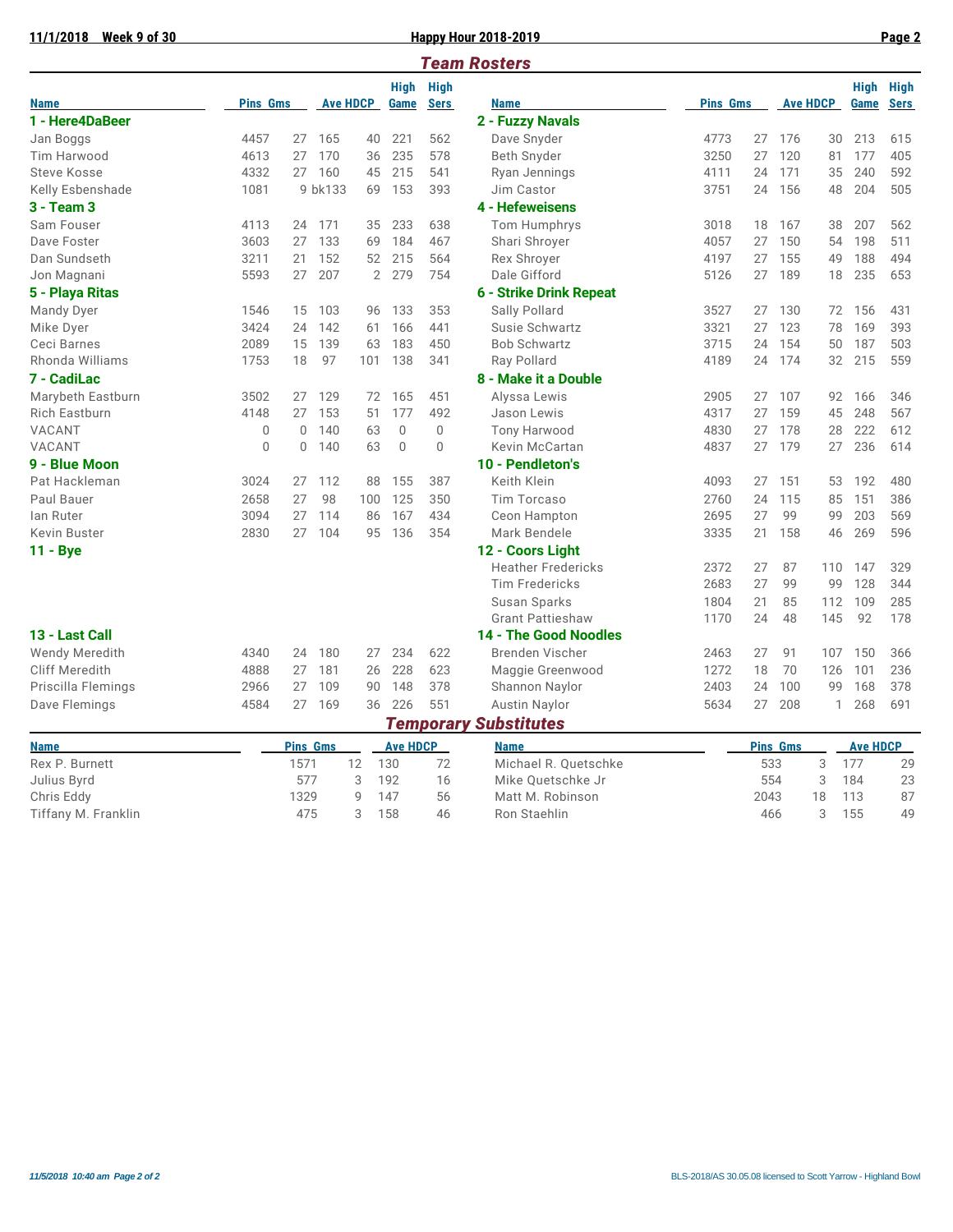## Team Rosters

| Name | Pins | Gms | Ave | HDCP | High Game | High Sers |
|---|---|---|---|---|---|---|
| **1 - Here4DaBeer** | | | | | | |
| Jan Boggs | 4457 | 27 | 165 | 40 | 221 | 562 |
| Tim Harwood | 4613 | 27 | 170 | 36 | 235 | 578 |
| Steve Kosse | 4332 | 27 | 160 | 45 | 215 | 541 |
| Kelly Esbenshade | 1081 | 9 | bk133 | 69 | 153 | 393 |
| **2 - Fuzzy Navals** | | | | | | |
| Dave Snyder | 4773 | 27 | 176 | 30 | 213 | 615 |
| Beth Snyder | 3250 | 27 | 120 | 81 | 177 | 405 |
| Ryan Jennings | 4111 | 24 | 171 | 35 | 240 | 592 |
| Jim Castor | 3751 | 24 | 156 | 48 | 204 | 505 |
| **3 - Team 3** | | | | | | |
| Sam Fouser | 4113 | 24 | 171 | 35 | 233 | 638 |
| Dave Foster | 3603 | 27 | 133 | 69 | 184 | 467 |
| Dan Sundseth | 3211 | 21 | 152 | 52 | 215 | 564 |
| Jon Magnani | 5593 | 27 | 207 | 2 | 279 | 754 |
| **4 - Hefeweisens** | | | | | | |
| Tom Humphrys | 3018 | 18 | 167 | 38 | 207 | 562 |
| Shari Shroyer | 4057 | 27 | 150 | 54 | 198 | 511 |
| Rex Shroyer | 4197 | 27 | 155 | 49 | 188 | 494 |
| Dale Gifford | 5126 | 27 | 189 | 18 | 235 | 653 |
| **5 - Playa Ritas** | | | | | | |
| Mandy Dyer | 1546 | 15 | 103 | 96 | 133 | 353 |
| Mike Dyer | 3424 | 24 | 142 | 61 | 166 | 441 |
| Ceci Barnes | 2089 | 15 | 139 | 63 | 183 | 450 |
| Rhonda Williams | 1753 | 18 | 97 | 101 | 138 | 341 |
| **6 - Strike Drink Repeat** | | | | | | |
| Sally Pollard | 3527 | 27 | 130 | 72 | 156 | 431 |
| Susie Schwartz | 3321 | 27 | 123 | 78 | 169 | 393 |
| Bob Schwartz | 3715 | 24 | 154 | 50 | 187 | 503 |
| Ray Pollard | 4189 | 24 | 174 | 32 | 215 | 559 |
| **7 - CadiLac** | | | | | | |
| Marybeth Eastburn | 3502 | 27 | 129 | 72 | 165 | 451 |
| Rich Eastburn | 4148 | 27 | 153 | 51 | 177 | 492 |
| VACANT | 0 | 0 | 140 | 63 | 0 | 0 |
| VACANT | 0 | 0 | 140 | 63 | 0 | 0 |
| **8 - Make it a Double** | | | | | | |
| Alyssa Lewis | 2905 | 27 | 107 | 92 | 166 | 346 |
| Jason Lewis | 4317 | 27 | 159 | 45 | 248 | 567 |
| Tony Harwood | 4830 | 27 | 178 | 28 | 222 | 612 |
| Kevin McCartan | 4837 | 27 | 179 | 27 | 236 | 614 |
| **9 - Blue Moon** | | | | | | |
| Pat Hackleman | 3024 | 27 | 112 | 88 | 155 | 387 |
| Paul Bauer | 2658 | 27 | 98 | 100 | 125 | 350 |
| Ian Ruter | 3094 | 27 | 114 | 86 | 167 | 434 |
| Kevin Buster | 2830 | 27 | 104 | 95 | 136 | 354 |
| **10 - Pendleton's** | | | | | | |
| Keith Klein | 4093 | 27 | 151 | 53 | 192 | 480 |
| Tim Torcaso | 2760 | 24 | 115 | 85 | 151 | 386 |
| Ceon Hampton | 2695 | 27 | 99 | 99 | 203 | 569 |
| Mark Bendele | 3335 | 21 | 158 | 46 | 269 | 596 |
| **11 - Bye** | | | | | | |
| **12 - Coors Light** | | | | | | |
| Heather Fredericks | 2372 | 27 | 87 | 110 | 147 | 329 |
| Tim Fredericks | 2683 | 27 | 99 | 99 | 128 | 344 |
| Susan Sparks | 1804 | 21 | 85 | 112 | 109 | 285 |
| Grant Pattieshaw | 1170 | 24 | 48 | 145 | 92 | 178 |
| **13 - Last Call** | | | | | | |
| Wendy Meredith | 4340 | 24 | 180 | 27 | 234 | 622 |
| Cliff Meredith | 4888 | 27 | 181 | 26 | 228 | 623 |
| Priscilla Flemings | 2966 | 27 | 109 | 90 | 148 | 378 |
| Dave Flemings | 4584 | 27 | 169 | 36 | 226 | 551 |
| **14 - The Good Noodles** | | | | | | |
| Brenden Vischer | 2463 | 27 | 91 | 107 | 150 | 366 |
| Maggie Greenwood | 1272 | 18 | 70 | 126 | 101 | 236 |
| Shannon Naylor | 2403 | 24 | 100 | 99 | 168 | 378 |
| Austin Naylor | 5634 | 27 | 208 | 1 | 268 | 691 |

## Temporary Substitutes

| Name | Pins | Gms | Ave | HDCP |
|---|---|---|---|---|
| Rex P. Burnett | 1571 | 12 | 130 | 72 |
| Julius Byrd | 577 | 3 | 192 | 16 |
| Chris Eddy | 1329 | 9 | 147 | 56 |
| Tiffany M. Franklin | 475 | 3 | 158 | 46 |
| Michael R. Quetschke | 533 | 3 | 177 | 29 |
| Mike Quetschke Jr | 554 | 3 | 184 | 23 |
| Matt M. Robinson | 2043 | 18 | 113 | 87 |
| Ron Staehlin | 466 | 3 | 155 | 49 |